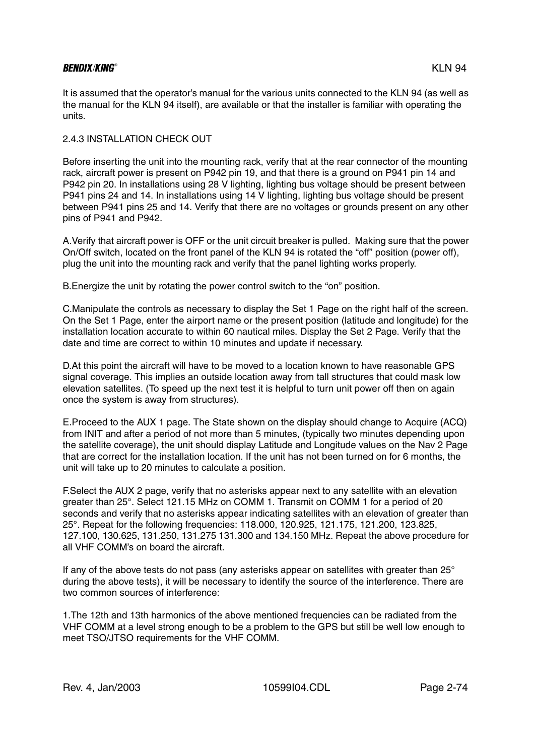It is assumed that the operator's manual for the various units connected to the KLN 94 (as well as the manual for the KLN 94 itself), are available or that the installer is familiar with operating the units.

### 2.4.3 INSTALLATION CHECK OUT

Before inserting the unit into the mounting rack, verify that at the rear connector of the mounting rack, aircraft power is present on P942 pin 19, and that there is a ground on P941 pin 14 and P942 pin 20. In installations using 28 V lighting, lighting bus voltage should be present between P941 pins 24 and 14. In installations using 14 V lighting, lighting bus voltage should be present between P941 pins 25 and 14. Verify that there are no voltages or grounds present on any other pins of P941 and P942.

A.Verify that aircraft power is OFF or the unit circuit breaker is pulled. Making sure that the power On/Off switch, located on the front panel of the KLN 94 is rotated the "off" position (power off), plug the unit into the mounting rack and verify that the panel lighting works properly.

B.Energize the unit by rotating the power control switch to the "on" position.

C.Manipulate the controls as necessary to display the Set 1 Page on the right half of the screen. On the Set 1 Page, enter the airport name or the present position (latitude and longitude) for the installation location accurate to within 60 nautical miles. Display the Set 2 Page. Verify that the date and time are correct to within 10 minutes and update if necessary.

D.At this point the aircraft will have to be moved to a location known to have reasonable GPS signal coverage. This implies an outside location away from tall structures that could mask low elevation satellites. (To speed up the next test it is helpful to turn unit power off then on again once the system is away from structures).

E.Proceed to the AUX 1 page. The State shown on the display should change to Acquire (ACQ) from INIT and after a period of not more than 5 minutes, (typically two minutes depending upon the satellite coverage), the unit should display Latitude and Longitude values on the Nav 2 Page that are correct for the installation location. If the unit has not been turned on for 6 months, the unit will take up to 20 minutes to calculate a position.

F.Select the AUX 2 page, verify that no asterisks appear next to any satellite with an elevation greater than 25°. Select 121.15 MHz on COMM 1. Transmit on COMM 1 for a period of 20 seconds and verify that no asterisks appear indicating satellites with an elevation of greater than 25°. Repeat for the following frequencies: 118.000, 120.925, 121.175, 121.200, 123.825, 127.100, 130.625, 131.250, 131.275 131.300 and 134.150 MHz. Repeat the above procedure for all VHF COMM's on board the aircraft.

If any of the above tests do not pass (any asterisks appear on satellites with greater than 25° during the above tests), it will be necessary to identify the source of the interference. There are two common sources of interference:

1.The 12th and 13th harmonics of the above mentioned frequencies can be radiated from the VHF COMM at a level strong enough to be a problem to the GPS but still be well low enough to meet TSO/JTSO requirements for the VHF COMM.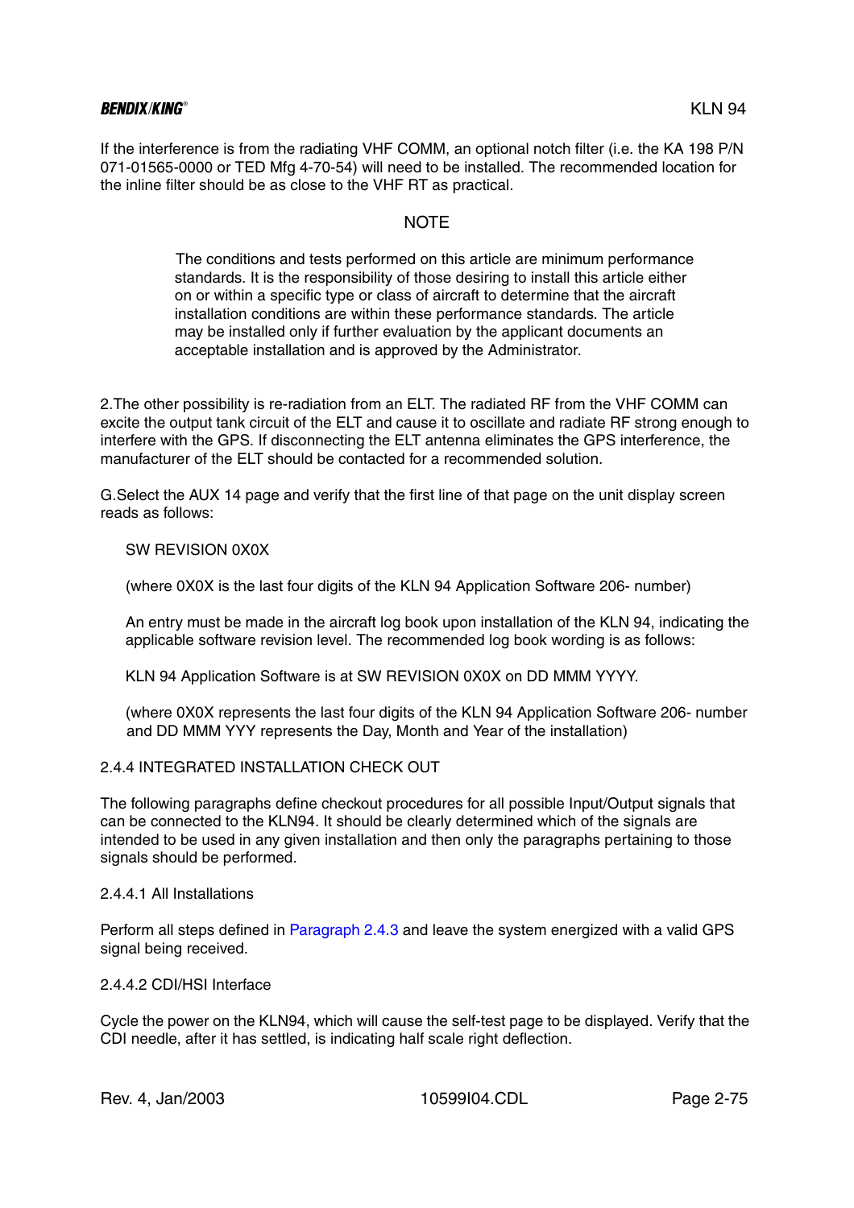If the interference is from the radiating VHF COMM, an optional notch filter (i.e. the KA 198 P/N 071-01565-0000 or TED Mfg 4-70-54) will need to be installed. The recommended location for the inline filter should be as close to the VHF RT as practical.

NOTE

> The conditions and tests performed on this article are minimum performance standards. It is the responsibility of those desiring to install this article either on or within a specific type or class of aircraft to determine that the aircraft installation conditions are within these performance standards. The article may be installed only if further evaluation by the applicant documents an acceptable installation and is approved by the Administrator.

2.The other possibility is re-radiation from an ELT. The radiated RF from the VHF COMM can excite the output tank circuit of the ELT and cause it to oscillate and radiate RF strong enough to interfere with the GPS. If disconnecting the ELT antenna eliminates the GPS interference, the manufacturer of the ELT should be contacted for a recommended solution.

G.Select the AUX 14 page and verify that the first line of that page on the unit display screen reads as follows:

SW REVISION 0X0X

(where 0X0X is the last four digits of the KLN 94 Application Software 206- number)

An entry must be made in the aircraft log book upon installation of the KLN 94, indicating the applicable software revision level. The recommended log book wording is as follows:

KLN 94 Application Software is at SW REVISION 0X0X on DD MMM YYYY.

(where 0X0X represents the last four digits of the KLN 94 Application Software 206- number and DD MMM YYY represents the Day, Month and Year of the installation)

### 2.4.4 INTEGRATED INSTALLATION CHECK OUT

The following paragraphs define checkout procedures for all possible Input/Output signals that can be connected to the KLN94. It should be clearly determined which of the signals are intended to be used in any given installation and then only the paragraphs pertaining to those signals should be performed.

#### 2.4.4.1 All Installations

Perform all steps defined in Paragraph 2.4.3 and leave the system energized with a valid GPS signal being received.

#### 2.4.4.2 CDI/HSI Interface

Cycle the power on the KLN94, which will cause the self-test page to be displayed. Verify that the CDI needle, after it has settled, is indicating half scale right deflection.